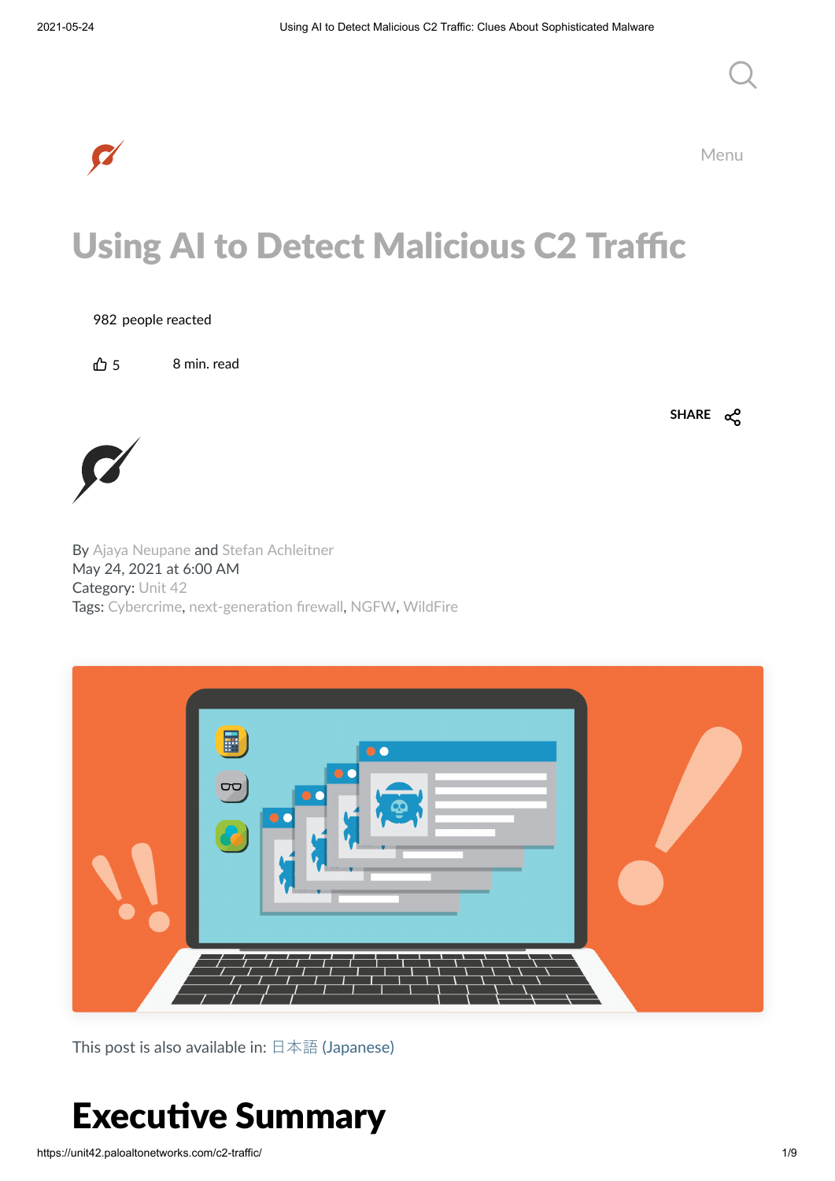# Using AI to Detect Malicious C2 Traffic

982 people reacted

5

8 min. read

SHARE

By Ajaya Neupane and Stefan Achleitner
May 24, 2021 at 6:00 AM
Category: Unit 42
Tags: Cybercrime, next-generation firewall, NGFW, WildFire

This post is also available in: 日本語 (Japanese)

# Executive Summary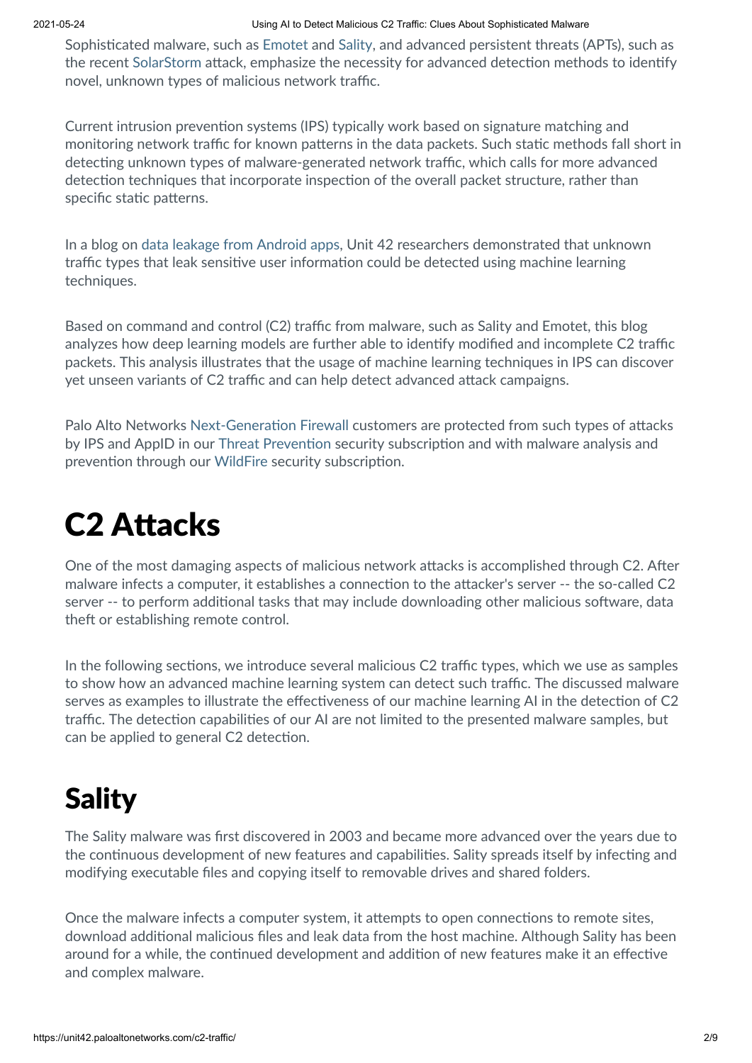Sophisticated malware, such as Emotet and Sality, and advanced persistent threats (APTs), such as the recent SolarStorm attack, emphasize the necessity for advanced detection methods to identify novel, unknown types of malicious network traffic.

Current intrusion prevention systems (IPS) typically work based on signature matching and monitoring network traffic for known patterns in the data packets. Such static methods fall short in detecting unknown types of malware-generated network traffic, which calls for more advanced detection techniques that incorporate inspection of the overall packet structure, rather than specific static patterns.

In a blog on data leakage from Android apps, Unit 42 researchers demonstrated that unknown traffic types that leak sensitive user information could be detected using machine learning techniques.

Based on command and control (C2) traffic from malware, such as Sality and Emotet, this blog analyzes how deep learning models are further able to identify modified and incomplete C2 traffic packets. This analysis illustrates that the usage of machine learning techniques in IPS can discover yet unseen variants of C2 traffic and can help detect advanced attack campaigns.

Palo Alto Networks Next-Generation Firewall customers are protected from such types of attacks by IPS and AppID in our Threat Prevention security subscription and with malware analysis and prevention through our WildFire security subscription.

# C2 Attacks

One of the most damaging aspects of malicious network attacks is accomplished through C2. After malware infects a computer, it establishes a connection to the attacker's server -- the so-called C2 server -- to perform additional tasks that may include downloading other malicious software, data theft or establishing remote control.

In the following sections, we introduce several malicious C2 traffic types, which we use as samples to show how an advanced machine learning system can detect such traffic. The discussed malware serves as examples to illustrate the effectiveness of our machine learning AI in the detection of C2 traffic. The detection capabilities of our AI are not limited to the presented malware samples, but can be applied to general C2 detection.

# Sality

The Sality malware was first discovered in 2003 and became more advanced over the years due to the continuous development of new features and capabilities. Sality spreads itself by infecting and modifying executable files and copying itself to removable drives and shared folders.

Once the malware infects a computer system, it attempts to open connections to remote sites, download additional malicious files and leak data from the host machine. Although Sality has been around for a while, the continued development and addition of new features make it an effective and complex malware.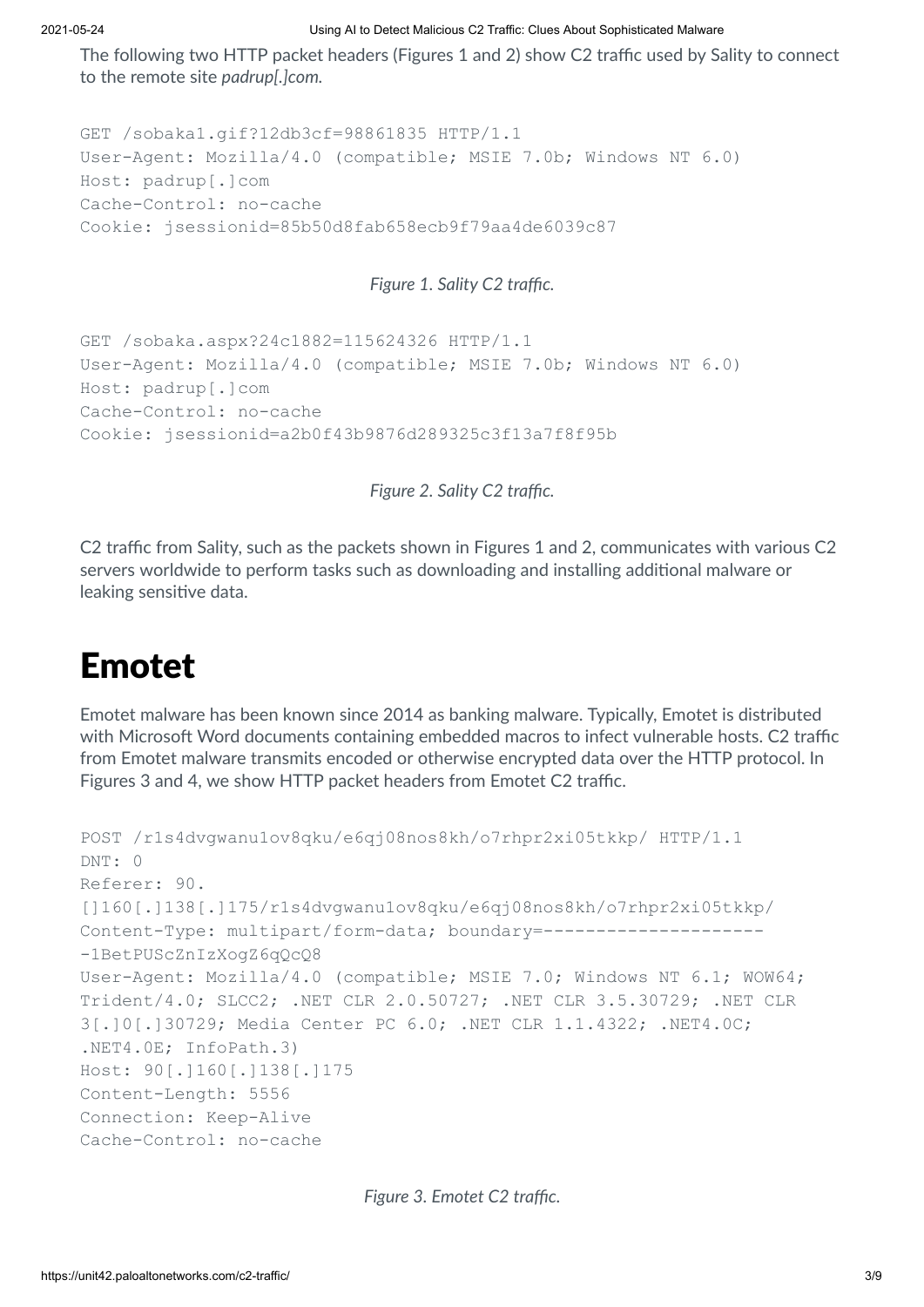The following two HTTP packet headers (Figures 1 and 2) show C2 traffic used by Sality to connect to the remote site *padrup[.]com.*

```
GET /sobaka1.gif?12db3cf=98861835 HTTP/1.1
User-Agent: Mozilla/4.0 (compatible; MSIE 7.0b; Windows NT 6.0)
Host: padrup[.]com
Cache-Control: no-cache
Cookie: jsessionid=85b50d8fab658ecb9f79aa4de6039c87
```

*Figure 1. Sality C2 traffic.*

```
GET /sobaka.aspx?24c1882=115624326 HTTP/1.1
User-Agent: Mozilla/4.0 (compatible; MSIE 7.0b; Windows NT 6.0)
Host: padrup[.]com
Cache-Control: no-cache
Cookie: jsessionid=a2b0f43b9876d289325c3f13a7f8f95b
```

*Figure 2. Sality C2 traffic.*

C2 traffic from Sality, such as the packets shown in Figures 1 and 2, communicates with various C2 servers worldwide to perform tasks such as downloading and installing additional malware or leaking sensitive data.

# Emotet

Emotet malware has been known since 2014 as banking malware. Typically, Emotet is distributed with Microsoft Word documents containing embedded macros to infect vulnerable hosts. C2 traffic from Emotet malware transmits encoded or otherwise encrypted data over the HTTP protocol. In Figures 3 and 4, we show HTTP packet headers from Emotet C2 traffic.

```
POST /r1s4dvgwanu1ov8qku/e6qj08nos8kh/o7rhpr2xi05tkkp/ HTTP/1.1
DNT: 0
Referer: 90.
[]160[.]138[.]175/r1s4dvgwanu1ov8qku/e6qj08nos8kh/o7rhpr2xi05tkkp/
Content-Type: multipart/form-data; boundary=---------------------
-1BetPUScZnIzXogZ6qQcQ8
User-Agent: Mozilla/4.0 (compatible; MSIE 7.0; Windows NT 6.1; WOW64;
Trident/4.0; SLCC2; .NET CLR 2.0.50727; .NET CLR 3.5.30729; .NET CLR
3[.]0[.]30729; Media Center PC 6.0; .NET CLR 1.1.4322; .NET4.0C;
.NET4.0E; InfoPath.3)
Host: 90[.]160[.]138[.]175
Content-Length: 5556
Connection: Keep-Alive
Cache-Control: no-cache
```

*Figure 3. Emotet C2 traffic.*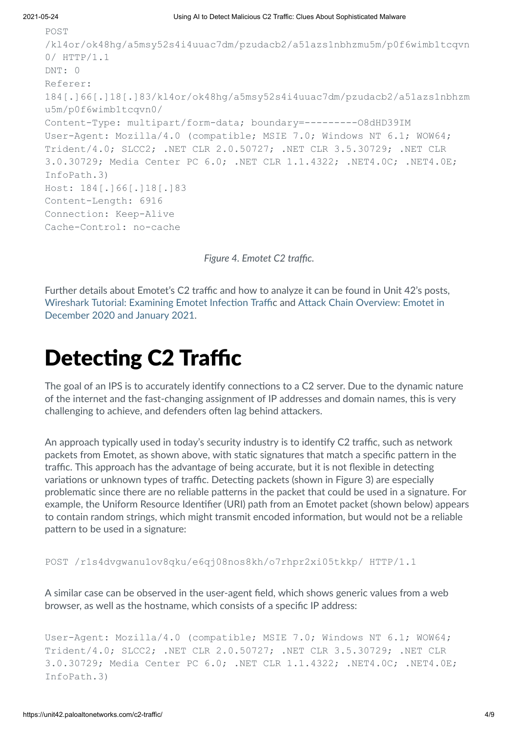```
POST
/kl4or/ok48hg/a5msy52s4i4uuac7dm/pzudacb2/a51azs1nbhzmu5m/p0f6wimb1tcqvn
0/ HTTP/1.1
DNT: 0
Referer:
184[.]66[.]18[.]83/kl4or/ok48hg/a5msy52s4i4uuac7dm/pzudacb2/a51azs1nbhzm
u5m/p0f6wimb1tcqvn0/
Content-Type: multipart/form-data; boundary=---------O8dHD39IM
User-Agent: Mozilla/4.0 (compatible; MSIE 7.0; Windows NT 6.1; WOW64;
Trident/4.0; SLCC2; .NET CLR 2.0.50727; .NET CLR 3.5.30729; .NET CLR
3.0.30729; Media Center PC 6.0; .NET CLR 1.1.4322; .NET4.0C; .NET4.0E;
InfoPath.3)
Host: 184[.]66[.]18[.]83
Content-Length: 6916
Connection: Keep-Alive
Cache-Control: no-cache
```

*Figure 4. Emotet C2 traffic.*

Further details about Emotet's C2 traffic and how to analyze it can be found in Unit 42's posts, Wireshark Tutorial: Examining Emotet Infection Traffic and Attack Chain Overview: Emotet in December 2020 and January 2021.

# Detecting C2 Traffic

The goal of an IPS is to accurately identify connections to a C2 server. Due to the dynamic nature of the internet and the fast-changing assignment of IP addresses and domain names, this is very challenging to achieve, and defenders often lag behind attackers.

An approach typically used in today's security industry is to identify C2 traffic, such as network packets from Emotet, as shown above, with static signatures that match a specific pattern in the traffic. This approach has the advantage of being accurate, but it is not flexible in detecting variations or unknown types of traffic. Detecting packets (shown in Figure 3) are especially problematic since there are no reliable patterns in the packet that could be used in a signature. For example, the Uniform Resource Identifier (URI) path from an Emotet packet (shown below) appears to contain random strings, which might transmit encoded information, but would not be a reliable pattern to be used in a signature:

```
POST /r1s4dvgwanu1ov8qku/e6qj08nos8kh/o7rhpr2xi05tkkp/ HTTP/1.1
```

A similar case can be observed in the user-agent field, which shows generic values from a web browser, as well as the hostname, which consists of a specific IP address:

```
User-Agent: Mozilla/4.0 (compatible; MSIE 7.0; Windows NT 6.1; WOW64;
Trident/4.0; SLCC2; .NET CLR 2.0.50727; .NET CLR 3.5.30729; .NET CLR
3.0.30729; Media Center PC 6.0; .NET CLR 1.1.4322; .NET4.0C; .NET4.0E;
InfoPath.3)
```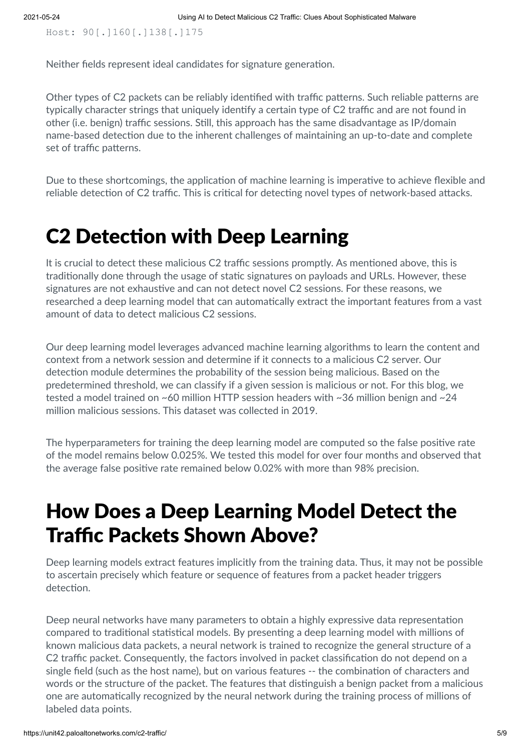```
Host: 90[.]160[.]138[.]175
```

Neither fields represent ideal candidates for signature generation.

Other types of C2 packets can be reliably identified with traffic patterns. Such reliable patterns are typically character strings that uniquely identify a certain type of C2 traffic and are not found in other (i.e. benign) traffic sessions. Still, this approach has the same disadvantage as IP/domain name-based detection due to the inherent challenges of maintaining an up-to-date and complete set of traffic patterns.

Due to these shortcomings, the application of machine learning is imperative to achieve flexible and reliable detection of C2 traffic. This is critical for detecting novel types of network-based attacks.

# C2 Detection with Deep Learning

It is crucial to detect these malicious C2 traffic sessions promptly. As mentioned above, this is traditionally done through the usage of static signatures on payloads and URLs. However, these signatures are not exhaustive and can not detect novel C2 sessions. For these reasons, we researched a deep learning model that can automatically extract the important features from a vast amount of data to detect malicious C2 sessions.

Our deep learning model leverages advanced machine learning algorithms to learn the content and context from a network session and determine if it connects to a malicious C2 server. Our detection module determines the probability of the session being malicious. Based on the predetermined threshold, we can classify if a given session is malicious or not. For this blog, we tested a model trained on ~60 million HTTP session headers with ~36 million benign and ~24 million malicious sessions. This dataset was collected in 2019.

The hyperparameters for training the deep learning model are computed so the false positive rate of the model remains below 0.025%. We tested this model for over four months and observed that the average false positive rate remained below 0.02% with more than 98% precision.

# How Does a Deep Learning Model Detect the Traffic Packets Shown Above?

Deep learning models extract features implicitly from the training data. Thus, it may not be possible to ascertain precisely which feature or sequence of features from a packet header triggers detection.

Deep neural networks have many parameters to obtain a highly expressive data representation compared to traditional statistical models. By presenting a deep learning model with millions of known malicious data packets, a neural network is trained to recognize the general structure of a C2 traffic packet. Consequently, the factors involved in packet classification do not depend on a single field (such as the host name), but on various features -- the combination of characters and words or the structure of the packet. The features that distinguish a benign packet from a malicious one are automatically recognized by the neural network during the training process of millions of labeled data points.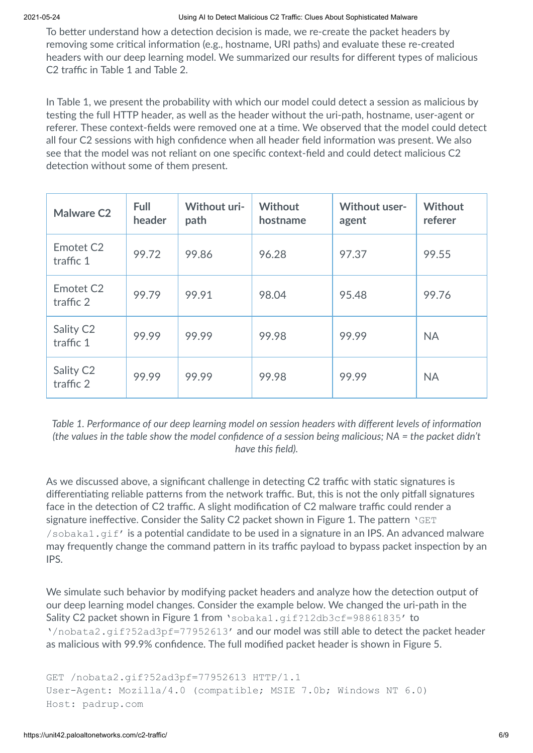To better understand how a detection decision is made, we re-create the packet headers by removing some critical information (e.g., hostname, URI paths) and evaluate these re-created headers with our deep learning model. We summarized our results for different types of malicious C2 traffic in Table 1 and Table 2.

In Table 1, we present the probability with which our model could detect a session as malicious by testing the full HTTP header, as well as the header without the uri-path, hostname, user-agent or referer. These context-fields were removed one at a time. We observed that the model could detect all four C2 sessions with high confidence when all header field information was present. We also see that the model was not reliant on one specific context-field and could detect malicious C2 detection without some of them present.

| Malware C2 | Full header | Without uri-path | Without hostname | Without user-agent | Without referer |
|---|---|---|---|---|---|
| Emotet C2 traffic 1 | 99.72 | 99.86 | 96.28 | 97.37 | 99.55 |
| Emotet C2 traffic 2 | 99.79 | 99.91 | 98.04 | 95.48 | 99.76 |
| Sality C2 traffic 1 | 99.99 | 99.99 | 99.98 | 99.99 | NA |
| Sality C2 traffic 2 | 99.99 | 99.99 | 99.98 | 99.99 | NA |

*Table 1. Performance of our deep learning model on session headers with different levels of information (the values in the table show the model confidence of a session being malicious; NA = the packet didn't have this field).*

As we discussed above, a significant challenge in detecting C2 traffic with static signatures is differentiating reliable patterns from the network traffic. But, this is not the only pitfall signatures face in the detection of C2 traffic. A slight modification of C2 malware traffic could render a signature ineffective. Consider the Sality C2 packet shown in Figure 1. The pattern `'GET /sobaka1.gif'` is a potential candidate to be used in a signature in an IPS. An advanced malware may frequently change the command pattern in its traffic payload to bypass packet inspection by an IPS.

We simulate such behavior by modifying packet headers and analyze how the detection output of our deep learning model changes. Consider the example below. We changed the uri-path in the Sality C2 packet shown in Figure 1 from `'sobaka1.gif?12db3cf=98861835'` to `'/nobata2.gif?52ad3pf=77952613'` and our model was still able to detect the packet header as malicious with 99.9% confidence. The full modified packet header is shown in Figure 5.

```
GET /nobata2.gif?52ad3pf=77952613 HTTP/1.1
User-Agent: Mozilla/4.0 (compatible; MSIE 7.0b; Windows NT 6.0)
Host: padrup.com
```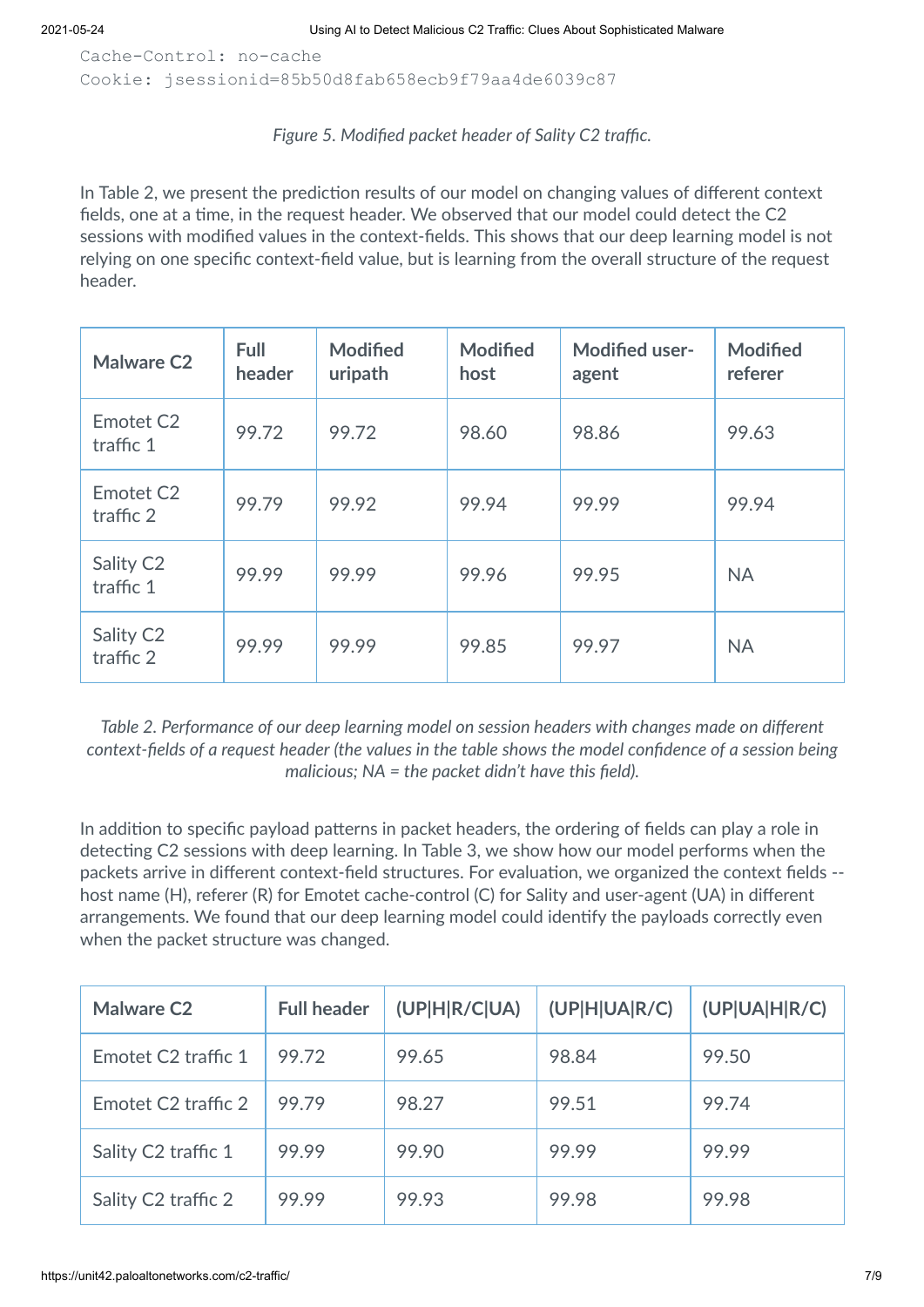```
Cache-Control: no-cache
Cookie: jsessionid=85b50d8fab658ecb9f79aa4de6039c87
```

*Figure 5. Modified packet header of Sality C2 traffic.*

In Table 2, we present the prediction results of our model on changing values of different context fields, one at a time, in the request header. We observed that our model could detect the C2 sessions with modified values in the context-fields. This shows that our deep learning model is not relying on one specific context-field value, but is learning from the overall structure of the request header.

| Malware C2 | Full header | Modified uripath | Modified host | Modified user-agent | Modified referer |
|---|---|---|---|---|---|
| Emotet C2 traffic 1 | 99.72 | 99.72 | 98.60 | 98.86 | 99.63 |
| Emotet C2 traffic 2 | 99.79 | 99.92 | 99.94 | 99.99 | 99.94 |
| Sality C2 traffic 1 | 99.99 | 99.99 | 99.96 | 99.95 | NA |
| Sality C2 traffic 2 | 99.99 | 99.99 | 99.85 | 99.97 | NA |

*Table 2. Performance of our deep learning model on session headers with changes made on different context-fields of a request header (the values in the table shows the model confidence of a session being malicious; NA = the packet didn't have this field).*

In addition to specific payload patterns in packet headers, the ordering of fields can play a role in detecting C2 sessions with deep learning. In Table 3, we show how our model performs when the packets arrive in different context-field structures. For evaluation, we organized the context fields -- host name (H), referer (R) for Emotet cache-control (C) for Sality and user-agent (UA) in different arrangements. We found that our deep learning model could identify the payloads correctly even when the packet structure was changed.

| Malware C2 | Full header | (UP\|H\|R/C\|UA) | (UP\|H\|UA\|R/C) | (UP\|UA\|H\|R/C) |
|---|---|---|---|---|
| Emotet C2 traffic 1 | 99.72 | 99.65 | 98.84 | 99.50 |
| Emotet C2 traffic 2 | 99.79 | 98.27 | 99.51 | 99.74 |
| Sality C2 traffic 1 | 99.99 | 99.90 | 99.99 | 99.99 |
| Sality C2 traffic 2 | 99.99 | 99.93 | 99.98 | 99.98 |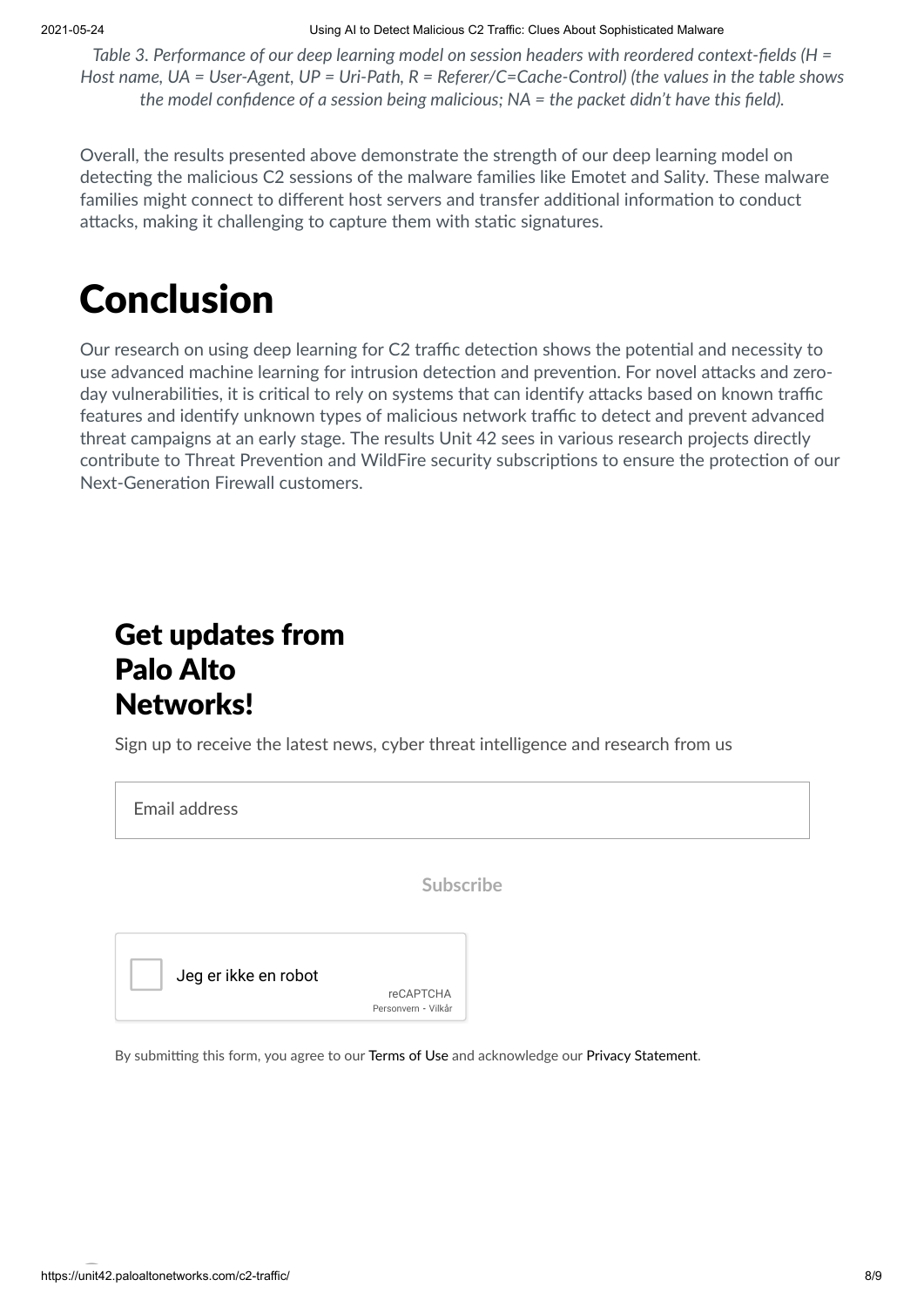*Table 3. Performance of our deep learning model on session headers with reordered context-fields (H = Host name, UA = User-Agent, UP = Uri-Path, R = Referer/C=Cache-Control) (the values in the table shows the model confidence of a session being malicious; NA = the packet didn't have this field).*

Overall, the results presented above demonstrate the strength of our deep learning model on detecting the malicious C2 sessions of the malware families like Emotet and Sality. These malware families might connect to different host servers and transfer additional information to conduct attacks, making it challenging to capture them with static signatures.

# Conclusion

Our research on using deep learning for C2 traffic detection shows the potential and necessity to use advanced machine learning for intrusion detection and prevention. For novel attacks and zero-day vulnerabilities, it is critical to rely on systems that can identify attacks based on known traffic features and identify unknown types of malicious network traffic to detect and prevent advanced threat campaigns at an early stage. The results Unit 42 sees in various research projects directly contribute to Threat Prevention and WildFire security subscriptions to ensure the protection of our Next-Generation Firewall customers.

## Get updates from Palo Alto Networks!

Sign up to receive the latest news, cyber threat intelligence and research from us

Email address

Subscribe

Jeg er ikke en robot

reCAPTCHA
Personvern - Vilkår

By submitting this form, you agree to our Terms of Use and acknowledge our Privacy Statement.